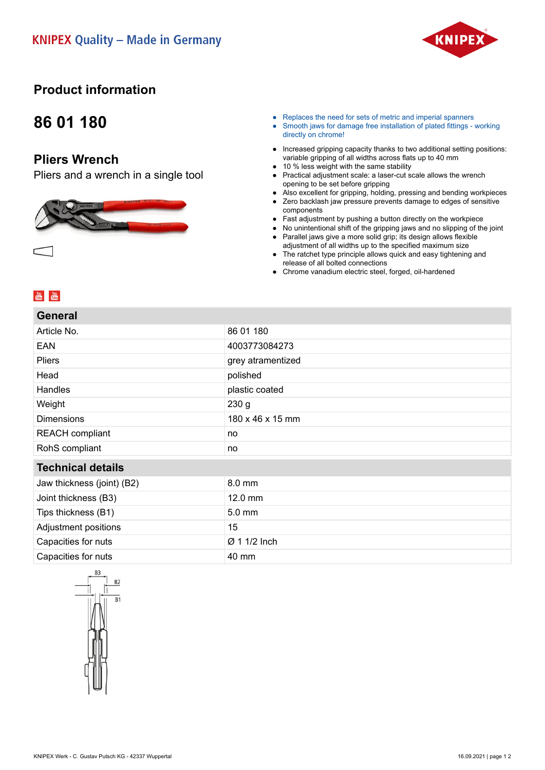KNIPEX Quality – Made in Germany

# Product information

## 86 01 180

### Pliers Wrench

Pliers and a wrench in a single tool

- Replaces the need for sets of metric and imperial spanners
- Smooth jaws for damage free installation of plated fittings - working directly on chrome!

- Increased gripping capacity thanks to two additional setting positions: variable gripping of all widths across flats up to 40 mm
- 10 % less weight with the same stability
- Practical adjustment scale: a laser-cut scale allows the wrench opening to be set before gripping
- Also excellent for gripping, holding, pressing and bending workpieces
- Zero backlash jaw pressure prevents damage to edges of sensitive components
- Fast adjustment by pushing a button directly on the workpiece
- No unintentional shift of the gripping jaws and no slipping of the joint
- Parallel jaws give a more solid grip; its design allows flexible adjustment of all widths up to the specified maximum size
- The ratchet type principle allows quick and easy tightening and release of all bolted connections
- Chrome vanadium electric steel, forged, oil-hardened

| General | |
|---|---|
| Article No. | 86 01 180 |
| EAN | 4003773084273 |
| Pliers | grey atramentized |
| Head | polished |
| Handles | plastic coated |
| Weight | 230 g |
| Dimensions | 180 x 46 x 15 mm |
| REACH compliant | no |
| RoHS compliant | no |

| Technical details | |
|---|---|
| Jaw thickness (joint) (B2) | 8.0 mm |
| Joint thickness (B3) | 12.0 mm |
| Tips thickness (B1) | 5.0 mm |
| Adjustment positions | 15 |
| Capacities for nuts | Ø 1 1/2 Inch |
| Capacities for nuts | 40 mm |

KNIPEX Werk - C. Gustav Putsch KG - 42337 Wuppertal

16.09.2021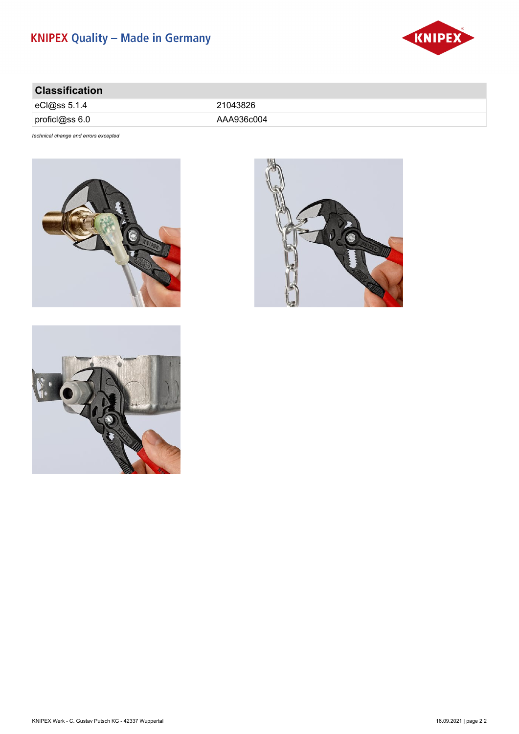## Classification

| | |
|---|---|
| eCl@ss 5.1.4 | 21043826 |
| proficl@ss 6.0 | AAA936c004 |

*technical change and errors excepted*